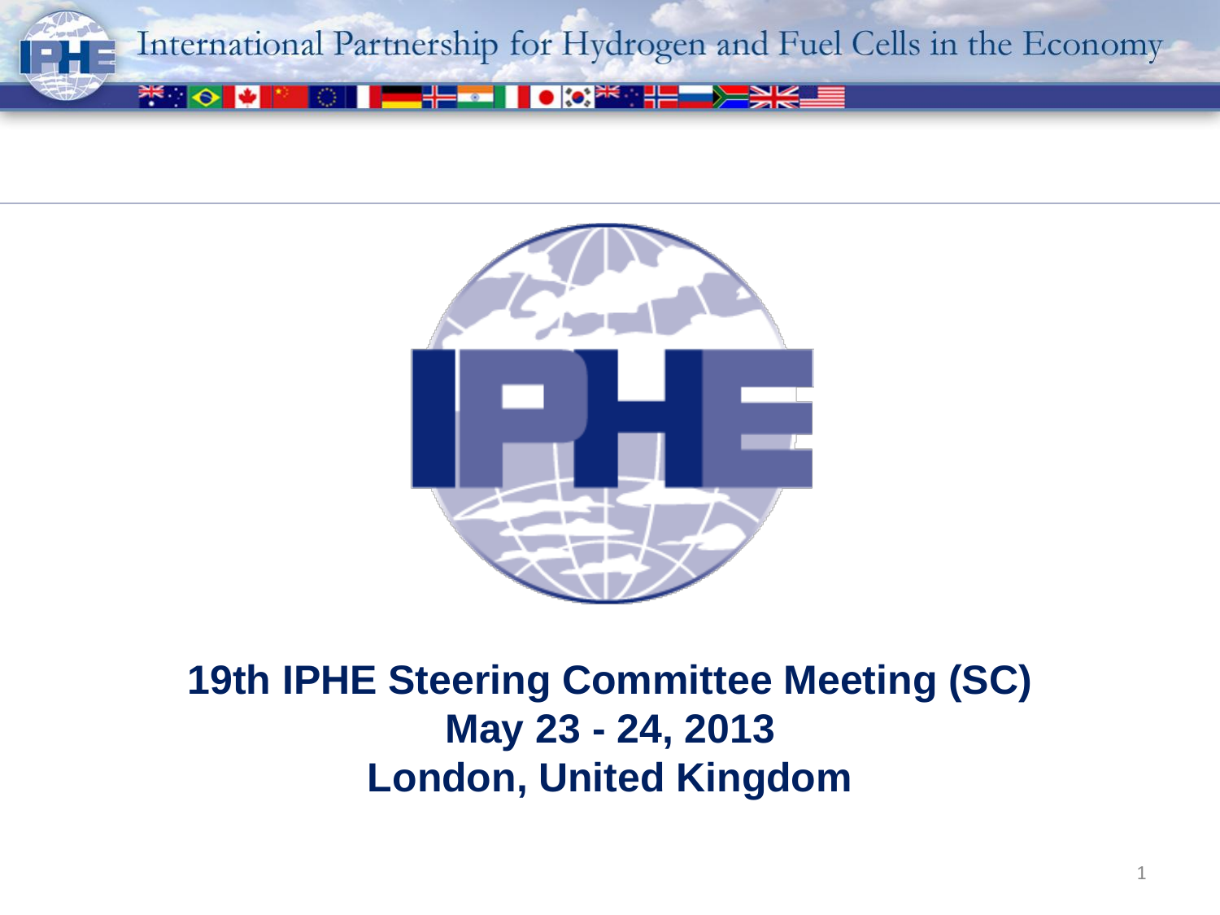# 19th IPHE Steering Committee Meeting (SC)

## May 23 - 24, 2013

## London, United Kingdom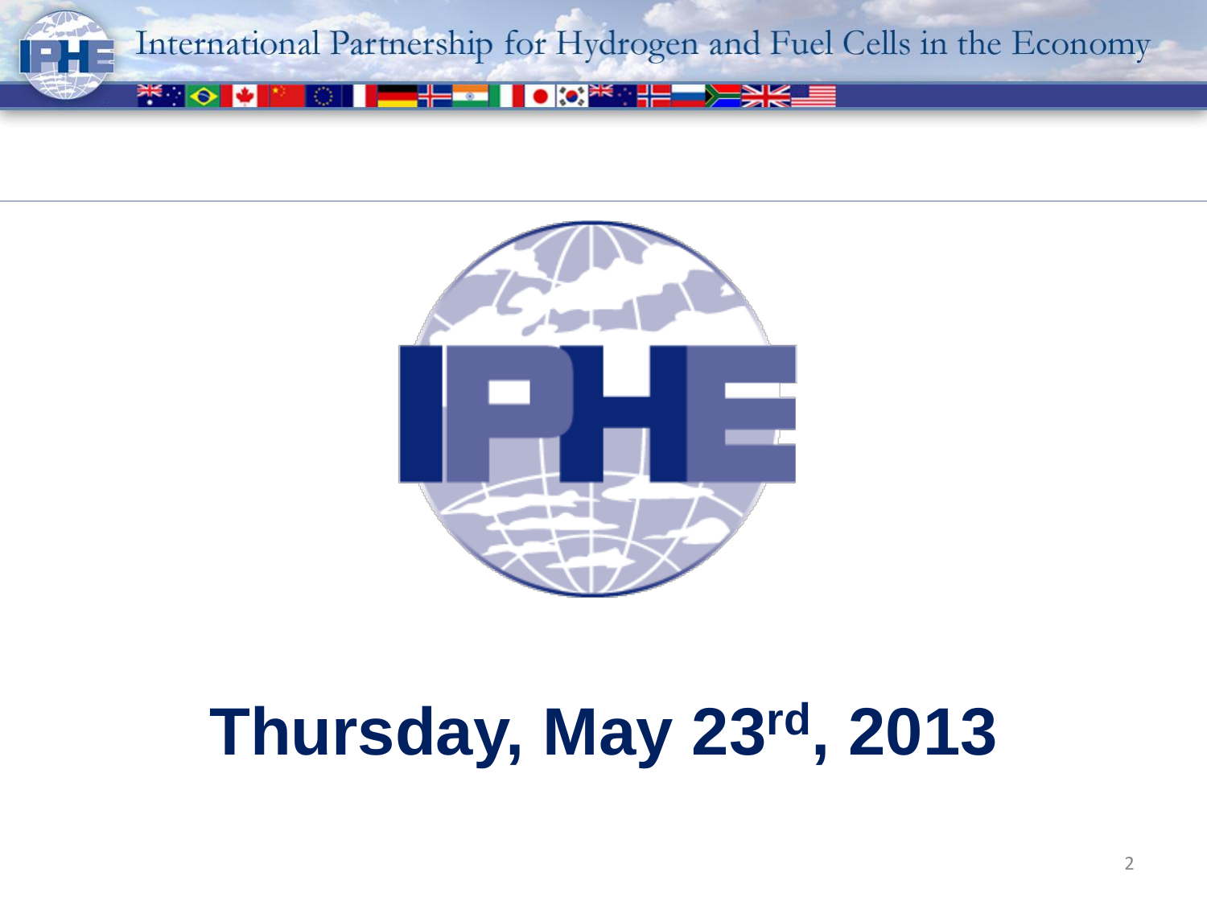# Thursday, May 23rd, 2013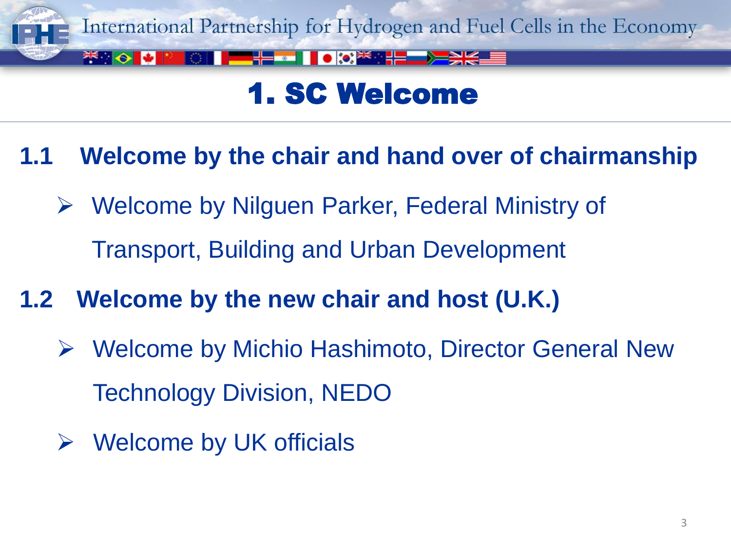# 1. SC Welcome

## 1.1 Welcome by the chair and hand over of chairmanship

- Welcome by Nilguen Parker, Federal Ministry of Transport, Building and Urban Development

## 1.2 Welcome by the new chair and host (U.K.)

- Welcome by Michio Hashimoto, Director General New Technology Division, NEDO
- Welcome by UK officials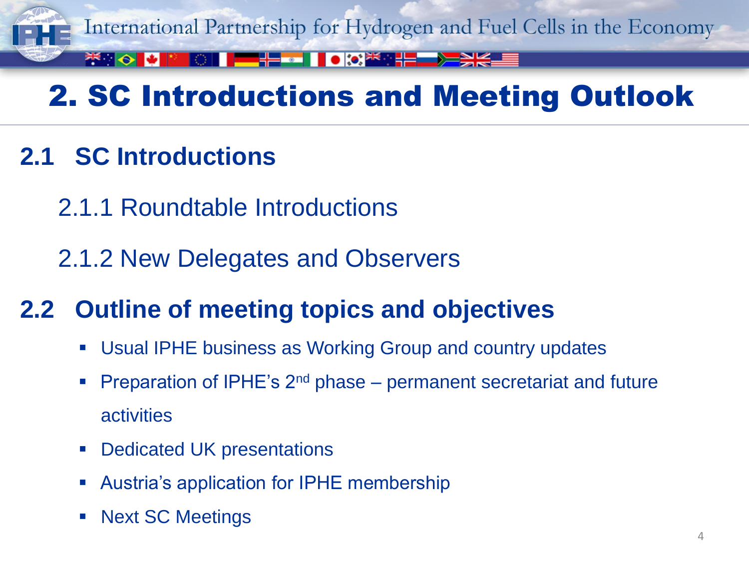# 2. SC Introductions and Meeting Outlook

## 2.1 SC Introductions

### 2.1.1 Roundtable Introductions

### 2.1.2 New Delegates and Observers

## 2.2 Outline of meeting topics and objectives

- Usual IPHE business as Working Group and country updates
- Preparation of IPHE's 2nd phase – permanent secretariat and future activities
- Dedicated UK presentations
- Austria's application for IPHE membership
- Next SC Meetings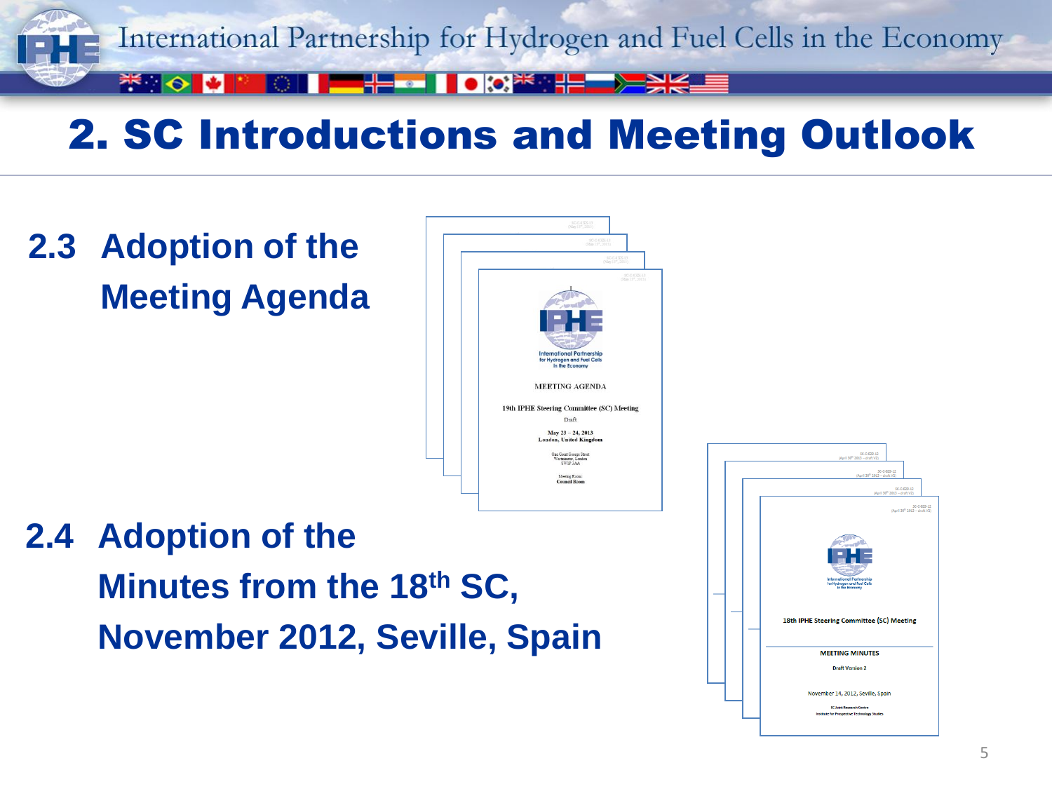# 2. SC Introductions and Meeting Outlook

## 2.3 Adoption of the Meeting Agenda

MEETING AGENDA

19th IPHE Steering Committee (SC) Meeting

Draft

May 23 – 24, 2013
London, United Kingdom

## 2.4 Adoption of the Minutes from the 18$^{th}$ SC, November 2012, Seville, Spain

18th IPHE Steering Committee (SC) Meeting

MEETING MINUTES

Draft Version 2

November 14, 2012, Seville, Spain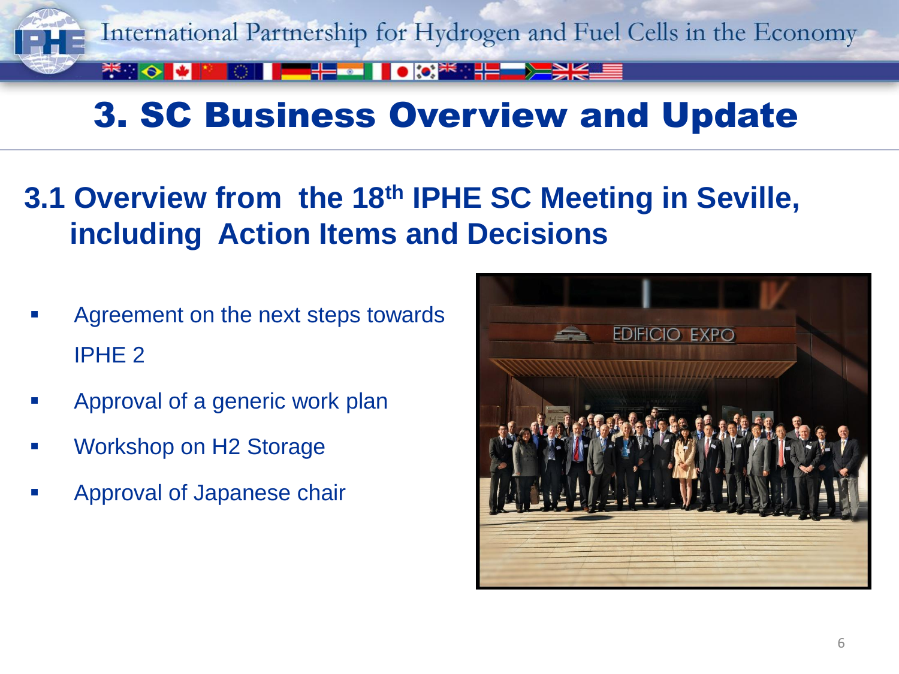# 3. SC Business Overview and Update

## 3.1 Overview from the 18th IPHE SC Meeting in Seville, including Action Items and Decisions

- Agreement on the next steps towards IPHE 2
- Approval of a generic work plan
- Workshop on H2 Storage
- Approval of Japanese chair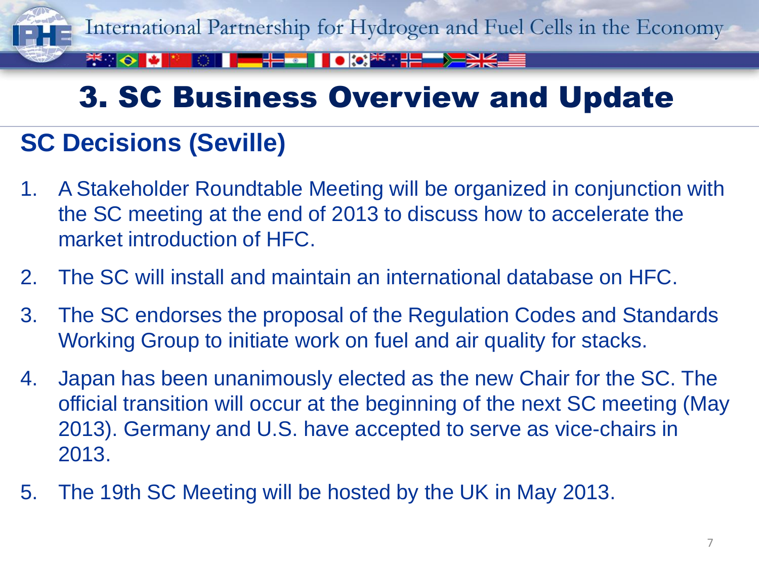# 3. SC Business Overview and Update

## SC Decisions (Seville)

1. A Stakeholder Roundtable Meeting will be organized in conjunction with the SC meeting at the end of 2013 to discuss how to accelerate the market introduction of HFC.
2. The SC will install and maintain an international database on HFC.
3. The SC endorses the proposal of the Regulation Codes and Standards Working Group to initiate work on fuel and air quality for stacks.
4. Japan has been unanimously elected as the new Chair for the SC. The official transition will occur at the beginning of the next SC meeting (May 2013). Germany and U.S. have accepted to serve as vice-chairs in 2013.
5. The 19th SC Meeting will be hosted by the UK in May 2013.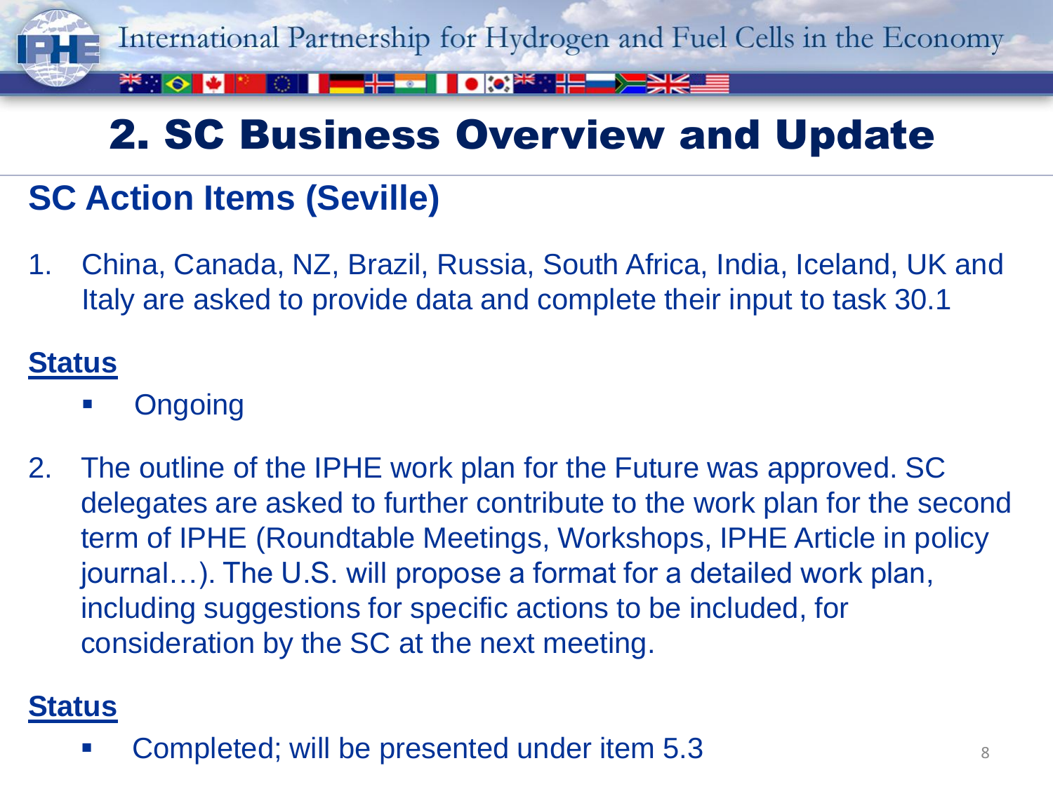# 2. SC Business Overview and Update

## SC Action Items (Seville)

1. China, Canada, NZ, Brazil, Russia, South Africa, India, Iceland, UK and Italy are asked to provide data and complete their input to task 30.1

**Status**

- Ongoing

2. The outline of the IPHE work plan for the Future was approved. SC delegates are asked to further contribute to the work plan for the second term of IPHE (Roundtable Meetings, Workshops, IPHE Article in policy journal…). The U.S. will propose a format for a detailed work plan, including suggestions for specific actions to be included, for consideration by the SC at the next meeting.

**Status**

- Completed; will be presented under item 5.3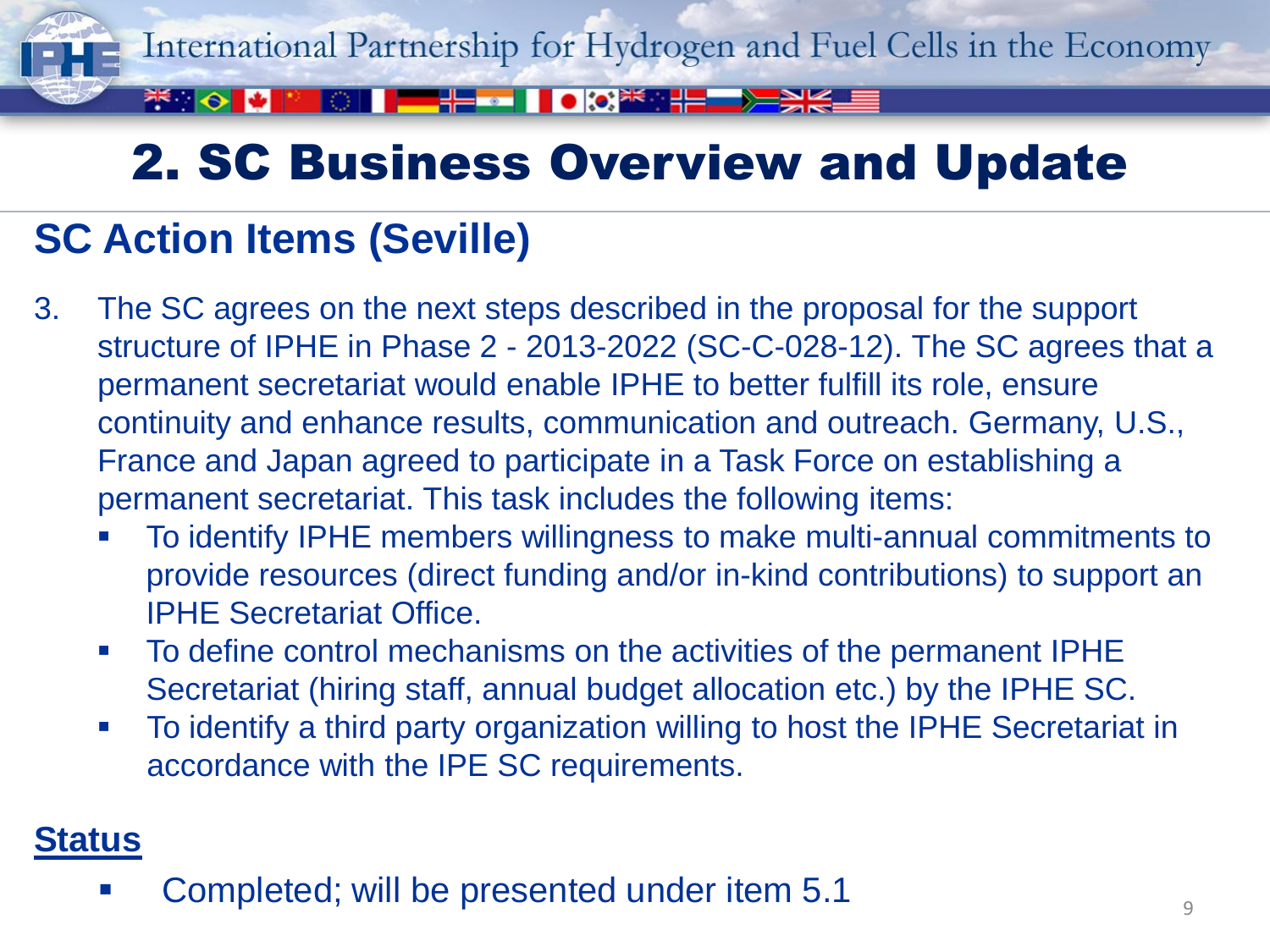# 2. SC Business Overview and Update

## SC Action Items (Seville)

3. The SC agrees on the next steps described in the proposal for the support structure of IPHE in Phase 2 - 2013-2022 (SC-C-028-12). The SC agrees that a permanent secretariat would enable IPHE to better fulfill its role, ensure continuity and enhance results, communication and outreach. Germany, U.S., France and Japan agreed to participate in a Task Force on establishing a permanent secretariat. This task includes the following items:
   - To identify IPHE members willingness to make multi-annual commitments to provide resources (direct funding and/or in-kind contributions) to support an IPHE Secretariat Office.
   - To define control mechanisms on the activities of the permanent IPHE Secretariat (hiring staff, annual budget allocation etc.) by the IPHE SC.
   - To identify a third party organization willing to host the IPHE Secretariat in accordance with the IPE SC requirements.

**Status**

- Completed; will be presented under item 5.1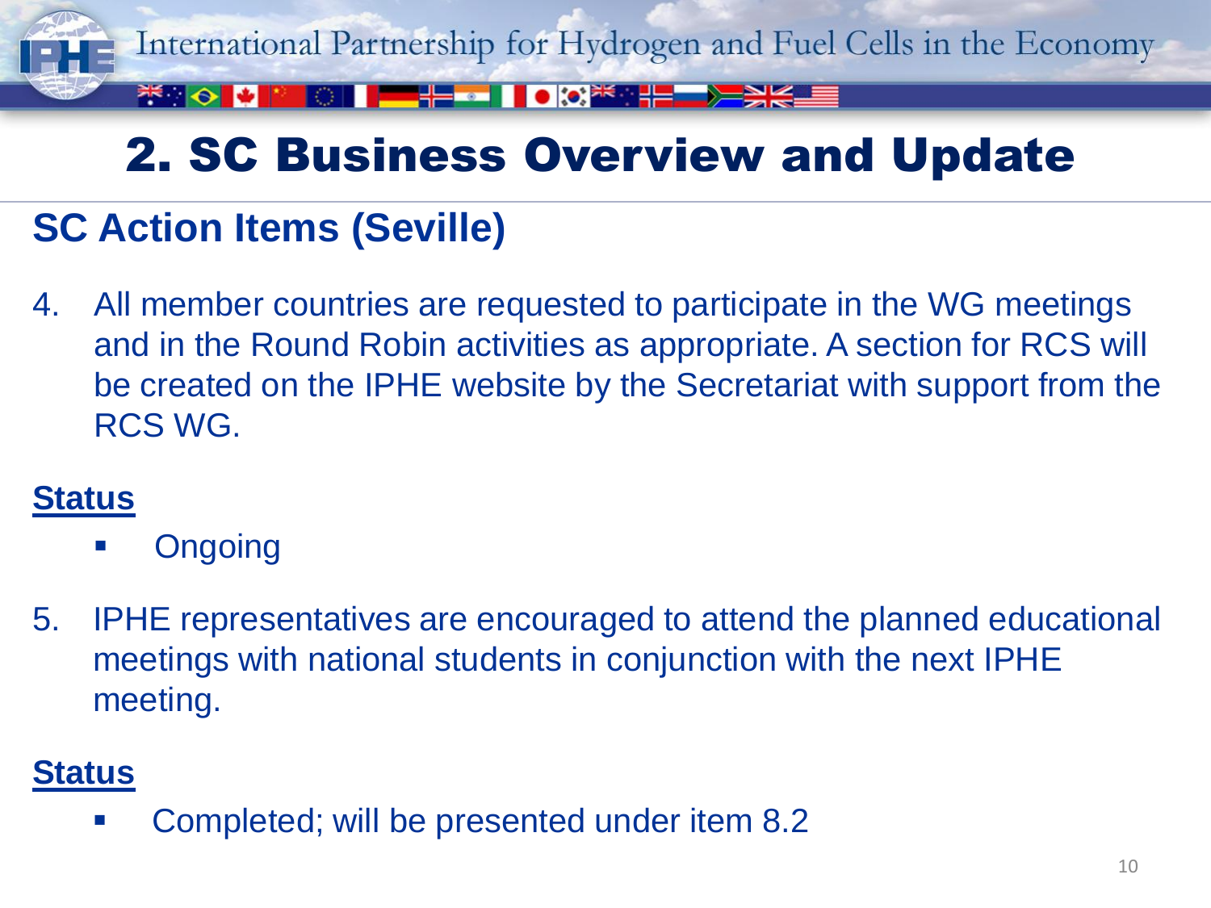# 2. SC Business Overview and Update

## SC Action Items (Seville)

4. All member countries are requested to participate in the WG meetings and in the Round Robin activities as appropriate. A section for RCS will be created on the IPHE website by the Secretariat with support from the RCS WG.

**Status**

- Ongoing

5. IPHE representatives are encouraged to attend the planned educational meetings with national students in conjunction with the next IPHE meeting.

**Status**

- Completed; will be presented under item 8.2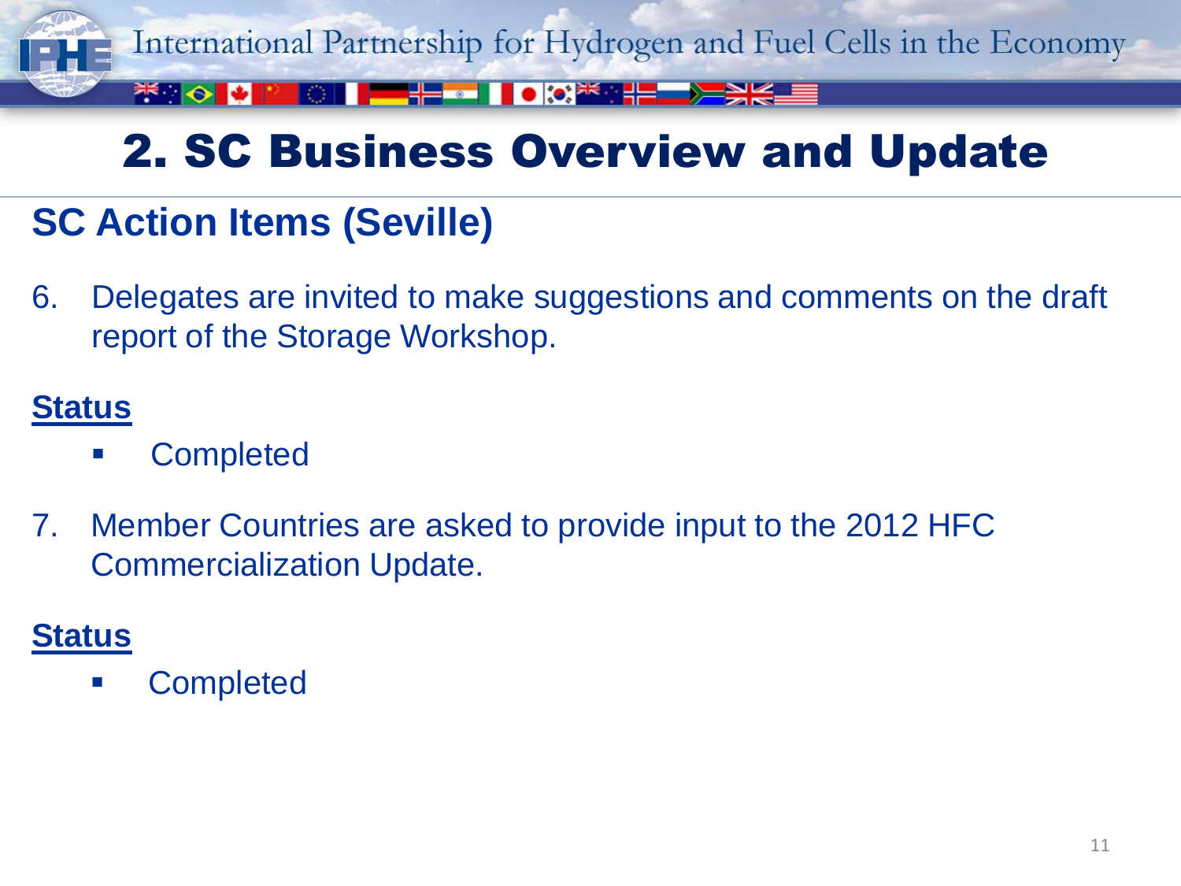## 2. SC Business Overview and Update

### SC Action Items (Seville)

6. Delegates are invited to make suggestions and comments on the draft report of the Storage Workshop.

**Status**

- Completed

7. Member Countries are asked to provide input to the 2012 HFC Commercialization Update.

**Status**

- Completed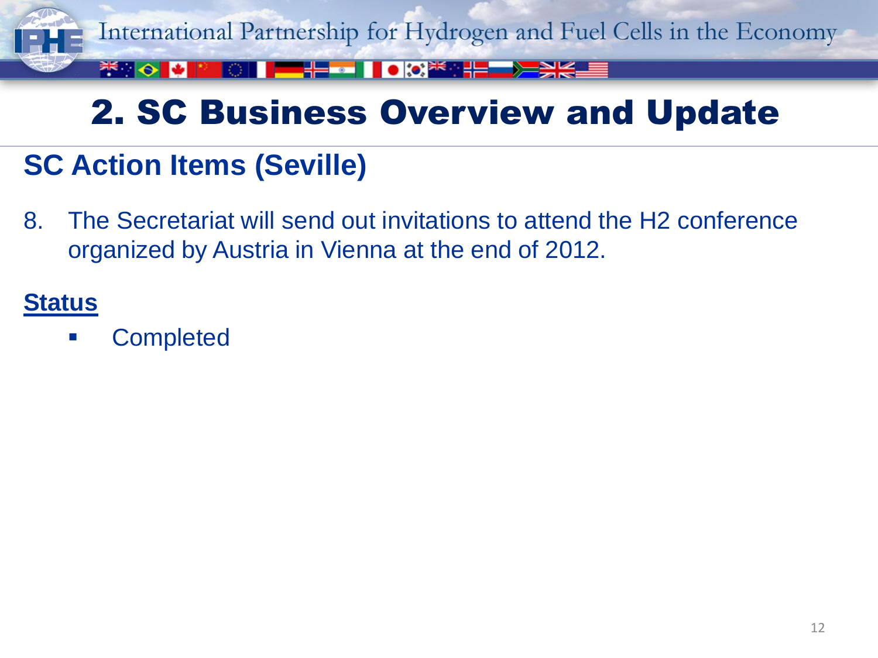# 2. SC Business Overview and Update

## SC Action Items (Seville)

8. The Secretariat will send out invitations to attend the H2 conference organized by Austria in Vienna at the end of 2012.

**Status**

- Completed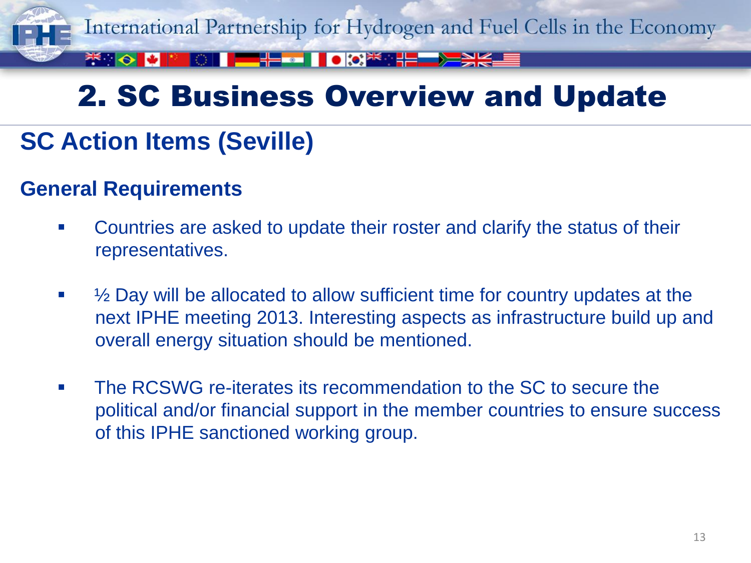# 2. SC Business Overview and Update

## SC Action Items (Seville)

### General Requirements

- Countries are asked to update their roster and clarify the status of their representatives.
- ½ Day will be allocated to allow sufficient time for country updates at the next IPHE meeting 2013. Interesting aspects as infrastructure build up and overall energy situation should be mentioned.
- The RCSWG re-iterates its recommendation to the SC to secure the political and/or financial support in the member countries to ensure success of this IPHE sanctioned working group.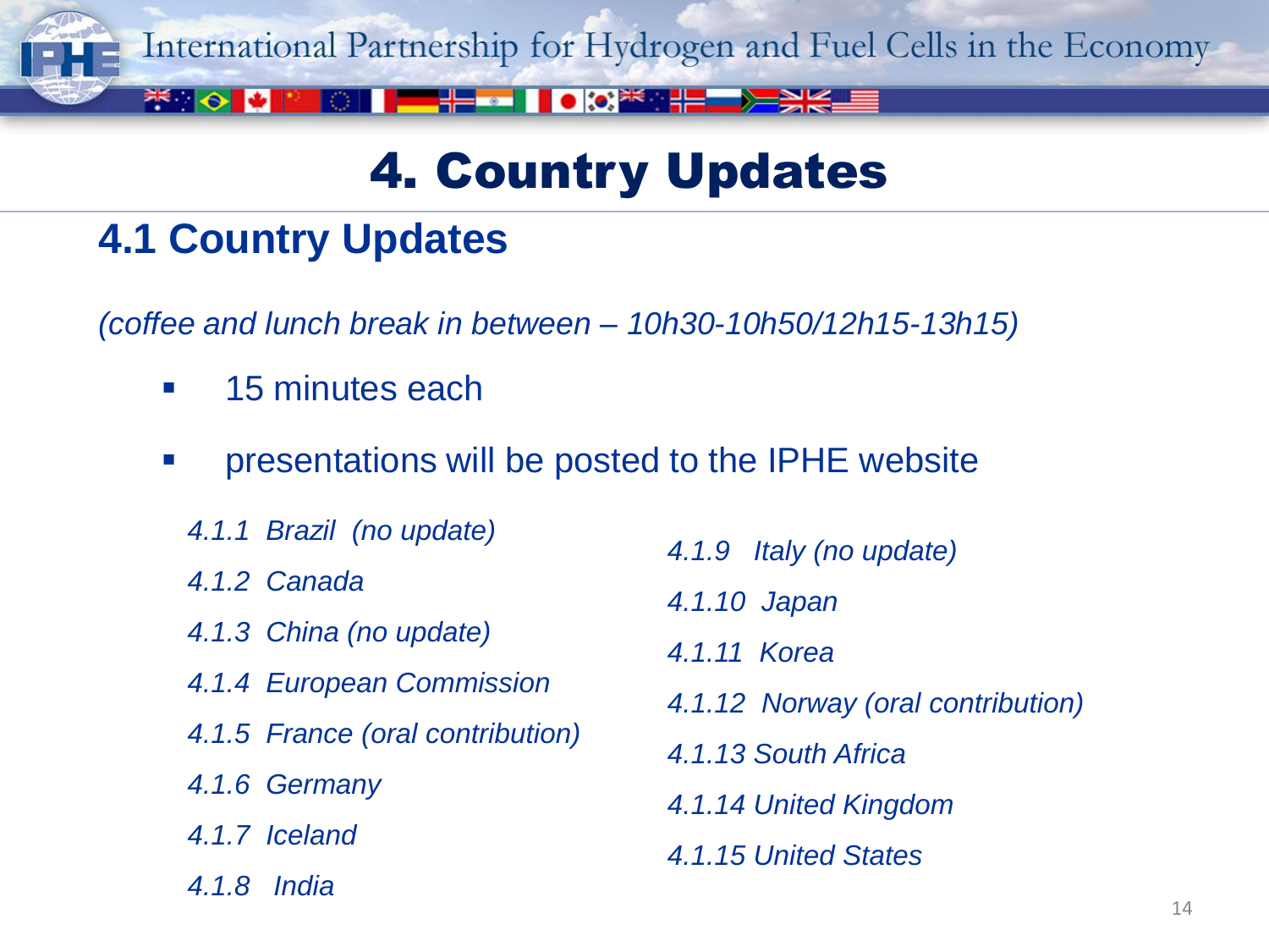# 4. Country Updates

## 4.1 Country Updates

*(coffee and lunch break in between – 10h30-10h50/12h15-13h15)*

- 15 minutes each
- presentations will be posted to the IPHE website

*4.1.1 Brazil (no update)*
*4.1.2 Canada*
*4.1.3 China (no update)*
*4.1.4 European Commission*
*4.1.5 France (oral contribution)*
*4.1.6 Germany*
*4.1.7 Iceland*
*4.1.8 India*
*4.1.9 Italy (no update)*
*4.1.10 Japan*
*4.1.11 Korea*
*4.1.12 Norway (oral contribution)*
*4.1.13 South Africa*
*4.1.14 United Kingdom*
*4.1.15 United States*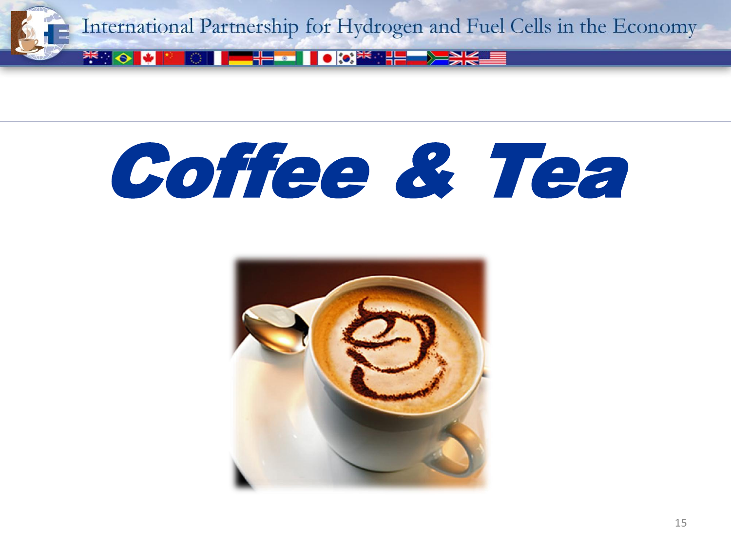# Coffee & Tea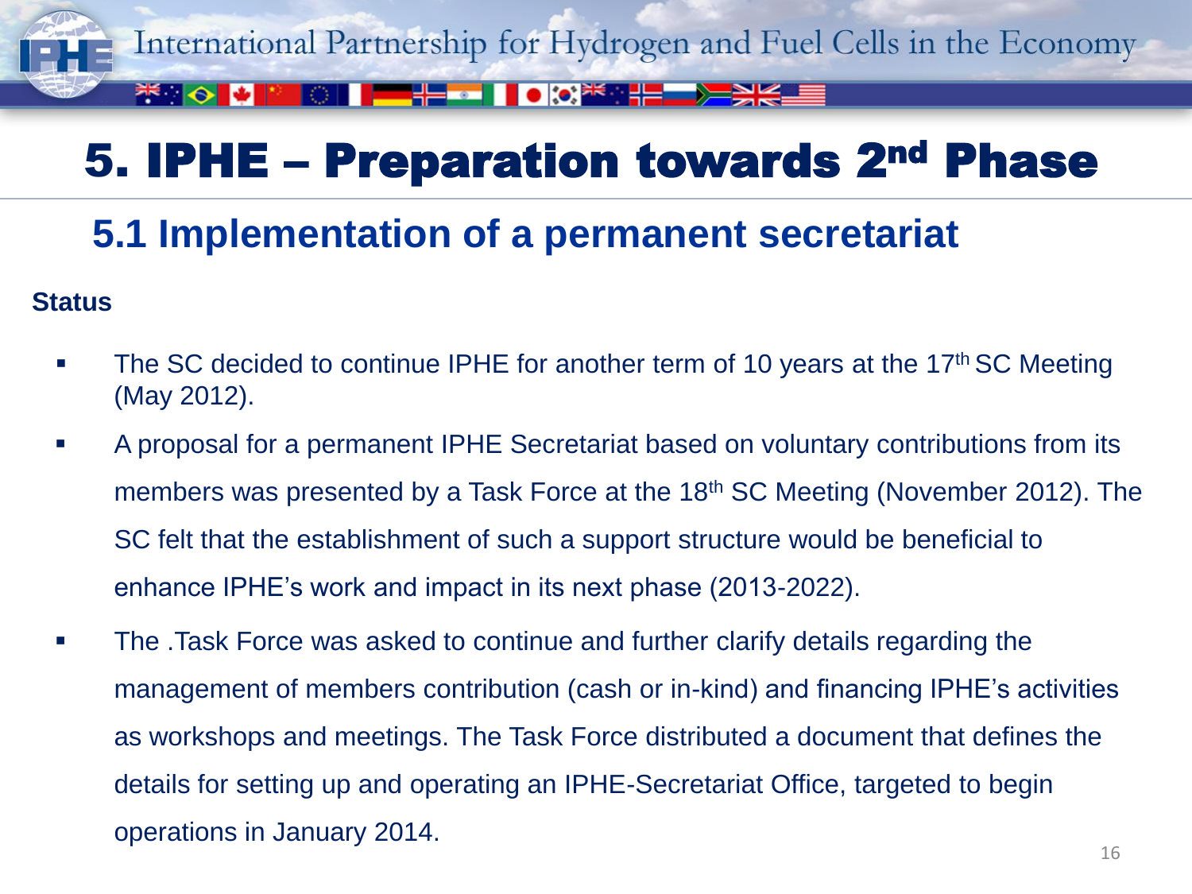# 5. IPHE – Preparation towards 2nd Phase

## 5.1 Implementation of a permanent secretariat

**Status**

- The SC decided to continue IPHE for another term of 10 years at the 17th SC Meeting (May 2012).
- A proposal for a permanent IPHE Secretariat based on voluntary contributions from its members was presented by a Task Force at the 18th SC Meeting (November 2012). The SC felt that the establishment of such a support structure would be beneficial to enhance IPHE's work and impact in its next phase (2013-2022).
- The .Task Force was asked to continue and further clarify details regarding the management of members contribution (cash or in-kind) and financing IPHE's activities as workshops and meetings. The Task Force distributed a document that defines the details for setting up and operating an IPHE-Secretariat Office, targeted to begin operations in January 2014.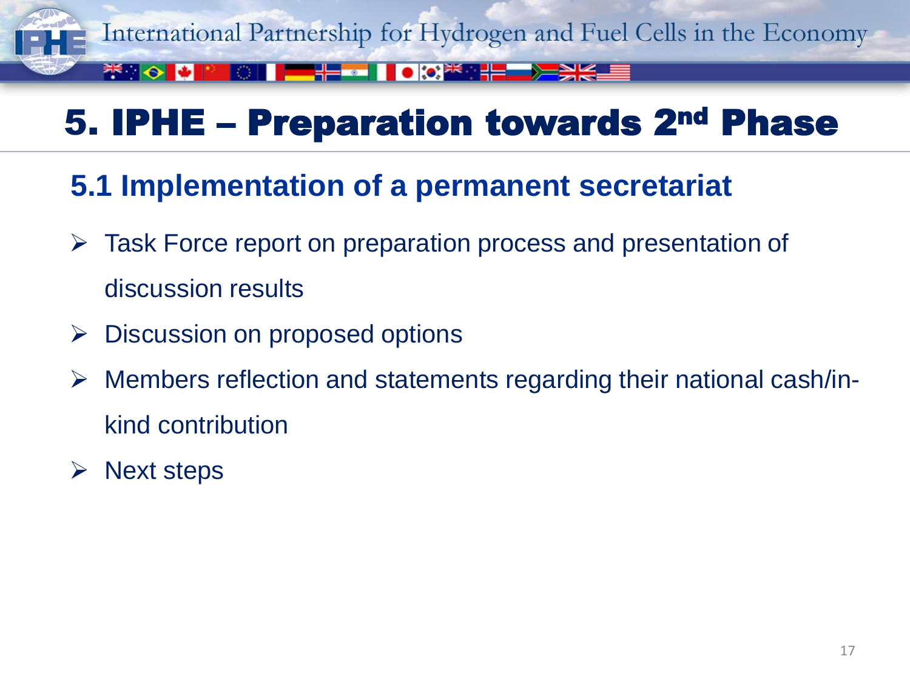# 5. IPHE – Preparation towards 2nd Phase

## 5.1 Implementation of a permanent secretariat

- Task Force report on preparation process and presentation of discussion results
- Discussion on proposed options
- Members reflection and statements regarding their national cash/in-kind contribution
- Next steps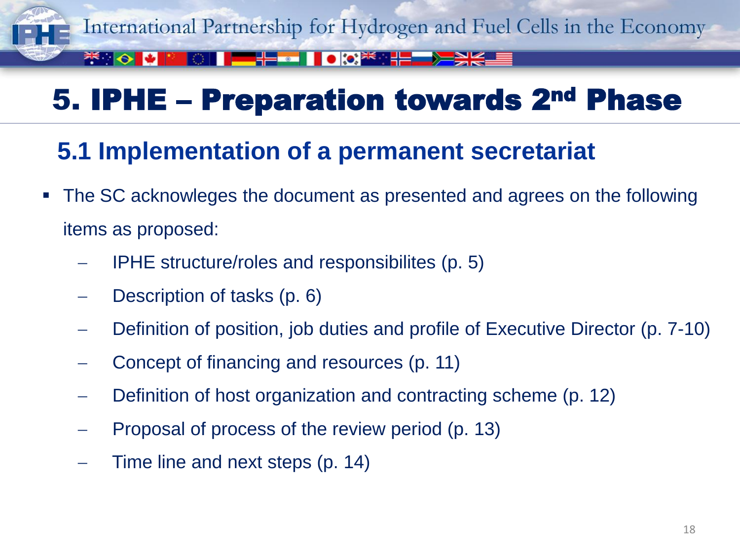# 5. IPHE – Preparation towards 2nd Phase

## 5.1 Implementation of a permanent secretariat

- The SC acknowleges the document as presented and agrees on the following items as proposed:
  - IPHE structure/roles and responsibilites (p. 5)
  - Description of tasks (p. 6)
  - Definition of position, job duties and profile of Executive Director (p. 7-10)
  - Concept of financing and resources (p. 11)
  - Definition of host organization and contracting scheme (p. 12)
  - Proposal of process of the review period (p. 13)
  - Time line and next steps (p. 14)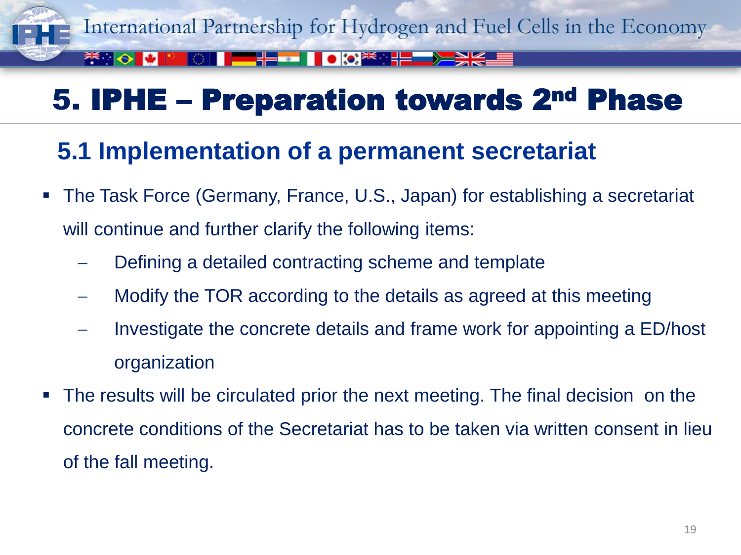# 5. IPHE – Preparation towards 2nd Phase

## 5.1 Implementation of a permanent secretariat

- The Task Force (Germany, France, U.S., Japan) for establishing a secretariat will continue and further clarify the following items:
  - Defining a detailed contracting scheme and template
  - Modify the TOR according to the details as agreed at this meeting
  - Investigate the concrete details and frame work for appointing a ED/host organization
- The results will be circulated prior the next meeting. The final decision on the concrete conditions of the Secretariat has to be taken via written consent in lieu of the fall meeting.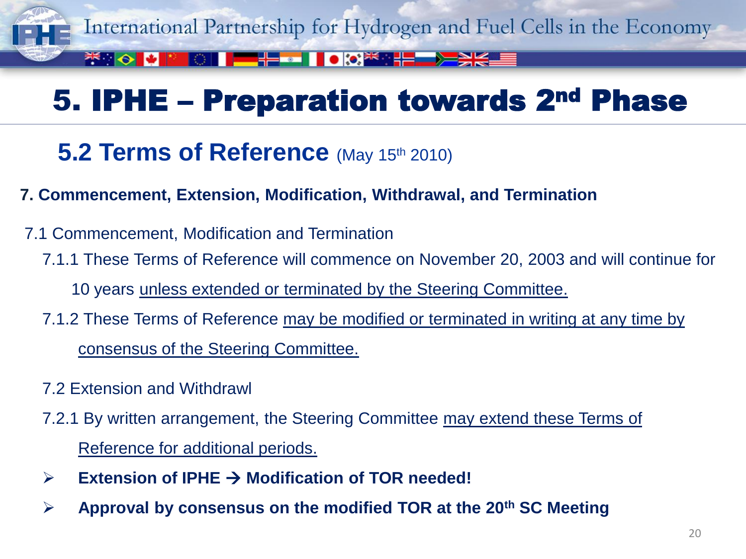# 5. IPHE – Preparation towards 2nd Phase

## 5.2 Terms of Reference (May 15th 2010)

**7. Commencement, Extension, Modification, Withdrawal, and Termination**

7.1 Commencement, Modification and Termination

7.1.1 These Terms of Reference will commence on November 20, 2003 and will continue for 10 years unless extended or terminated by the Steering Committee.

7.1.2 These Terms of Reference may be modified or terminated in writing at any time by consensus of the Steering Committee.

7.2 Extension and Withdrawl

7.2.1 By written arrangement, the Steering Committee may extend these Terms of Reference for additional periods.

- **Extension of IPHE → Modification of TOR needed!**
- **Approval by consensus on the modified TOR at the 20th SC Meeting**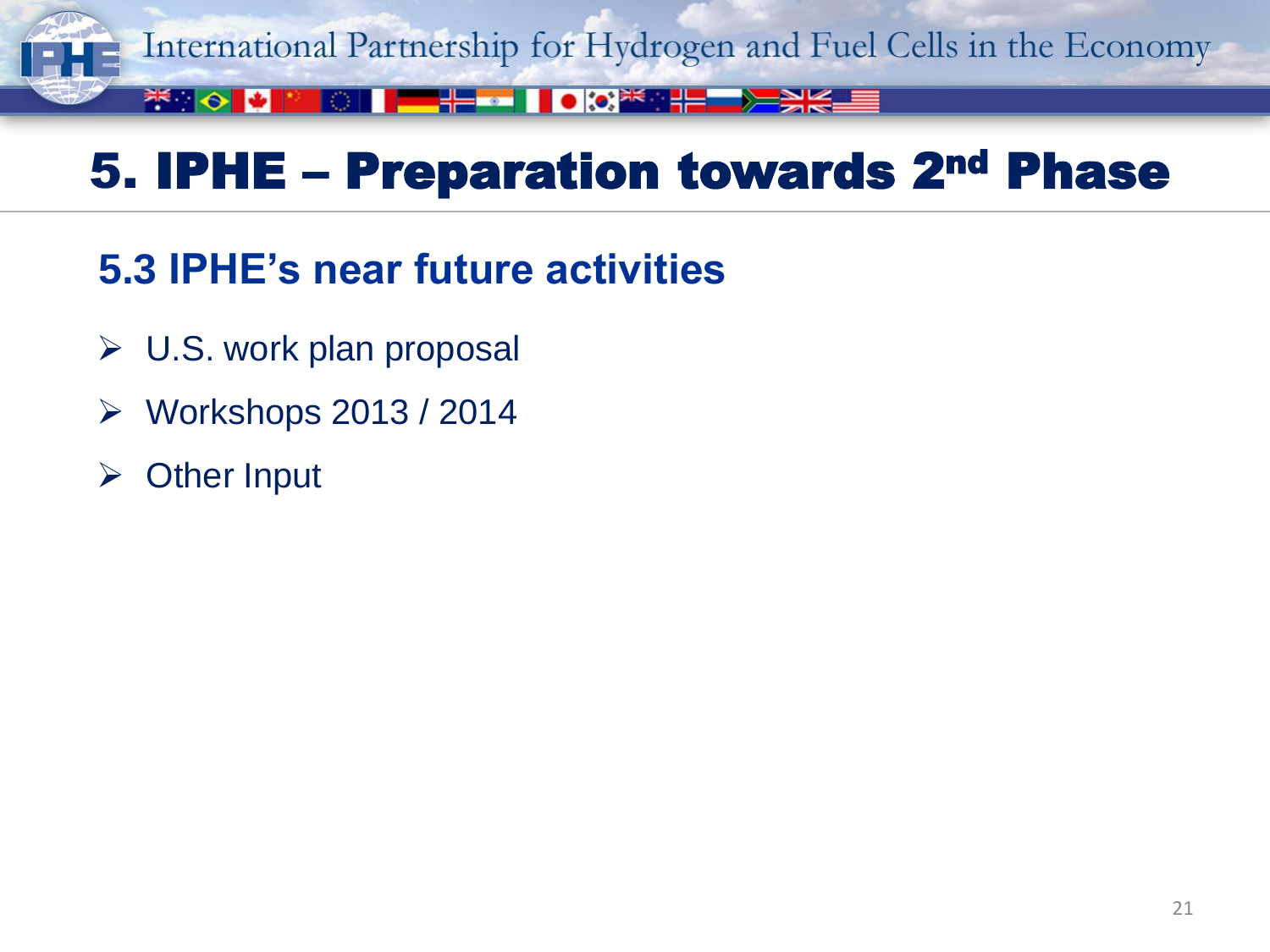# 5. IPHE – Preparation towards 2nd Phase

## 5.3 IPHE's near future activities

- U.S. work plan proposal
- Workshops 2013 / 2014
- Other Input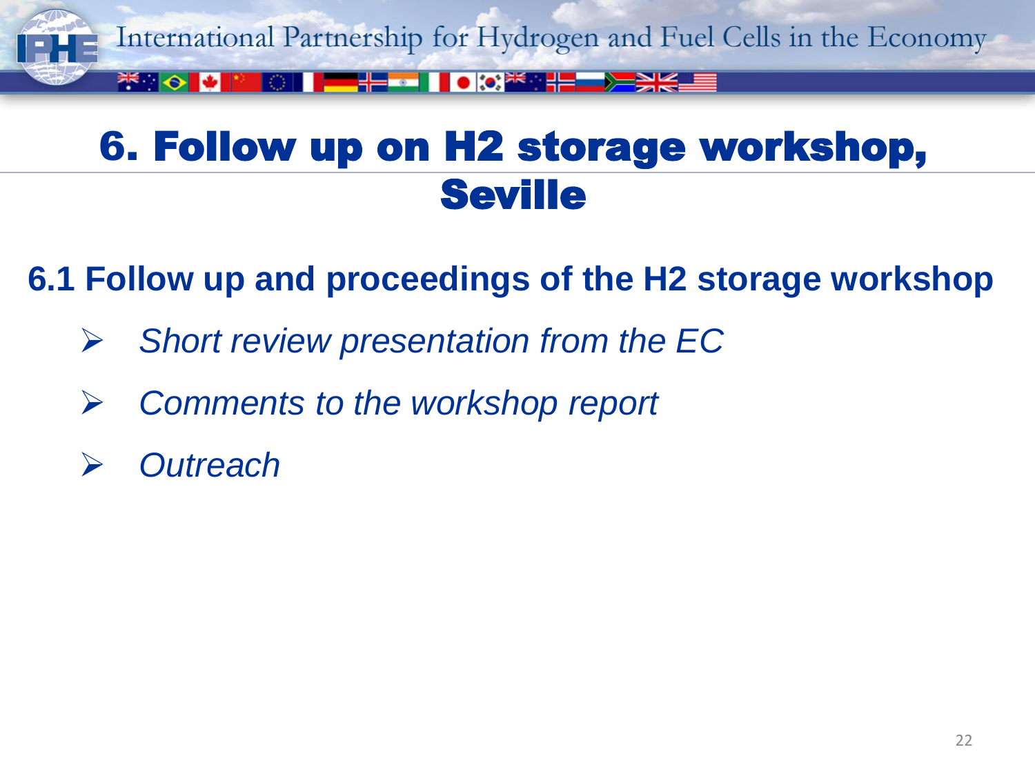# 6. Follow up on H2 storage workshop, Seville

## 6.1 Follow up and proceedings of the H2 storage workshop

- *Short review presentation from the EC*
- *Comments to the workshop report*
- *Outreach*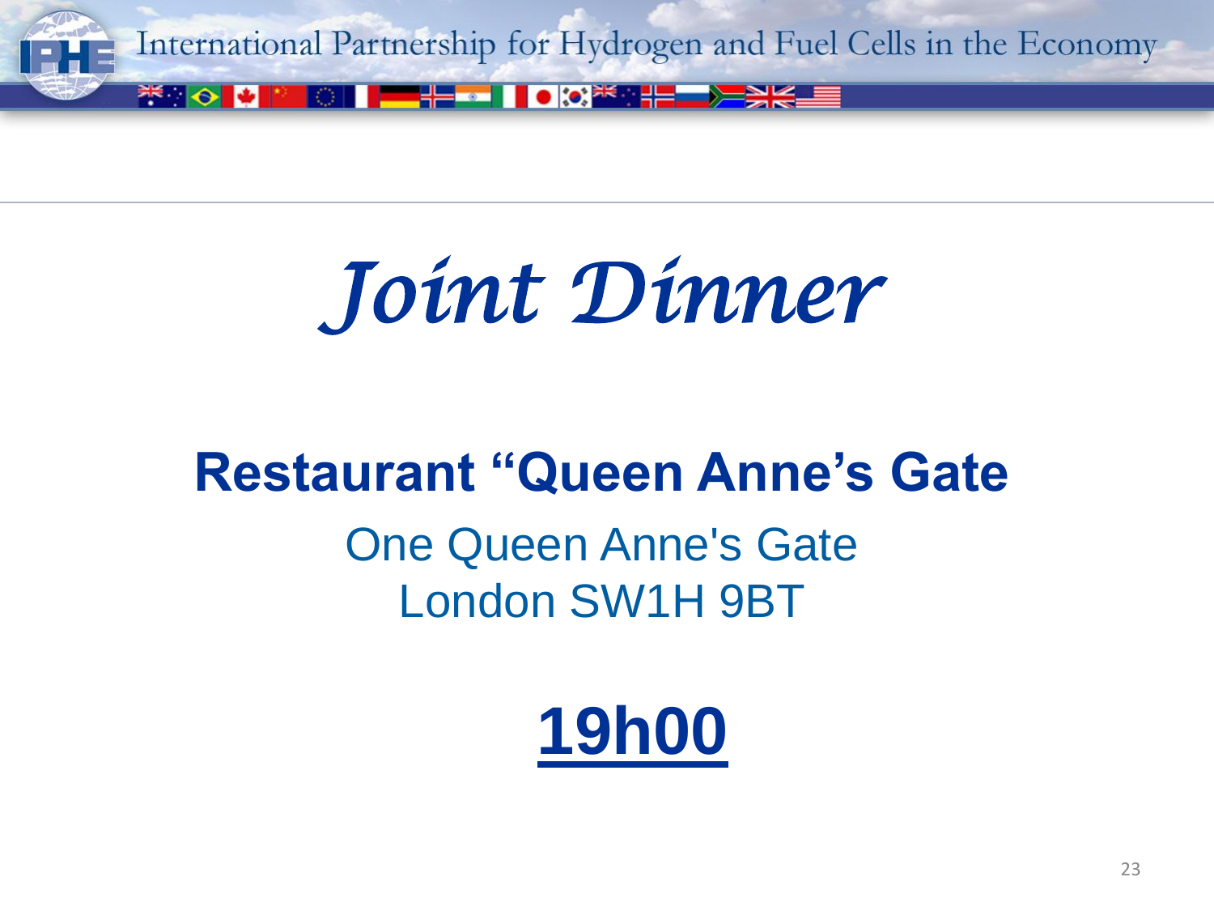# *Joint Dinner*

**Restaurant “Queen Anne’s Gate**

One Queen Anne's Gate
London SW1H 9BT

**<u>19h00</u>**